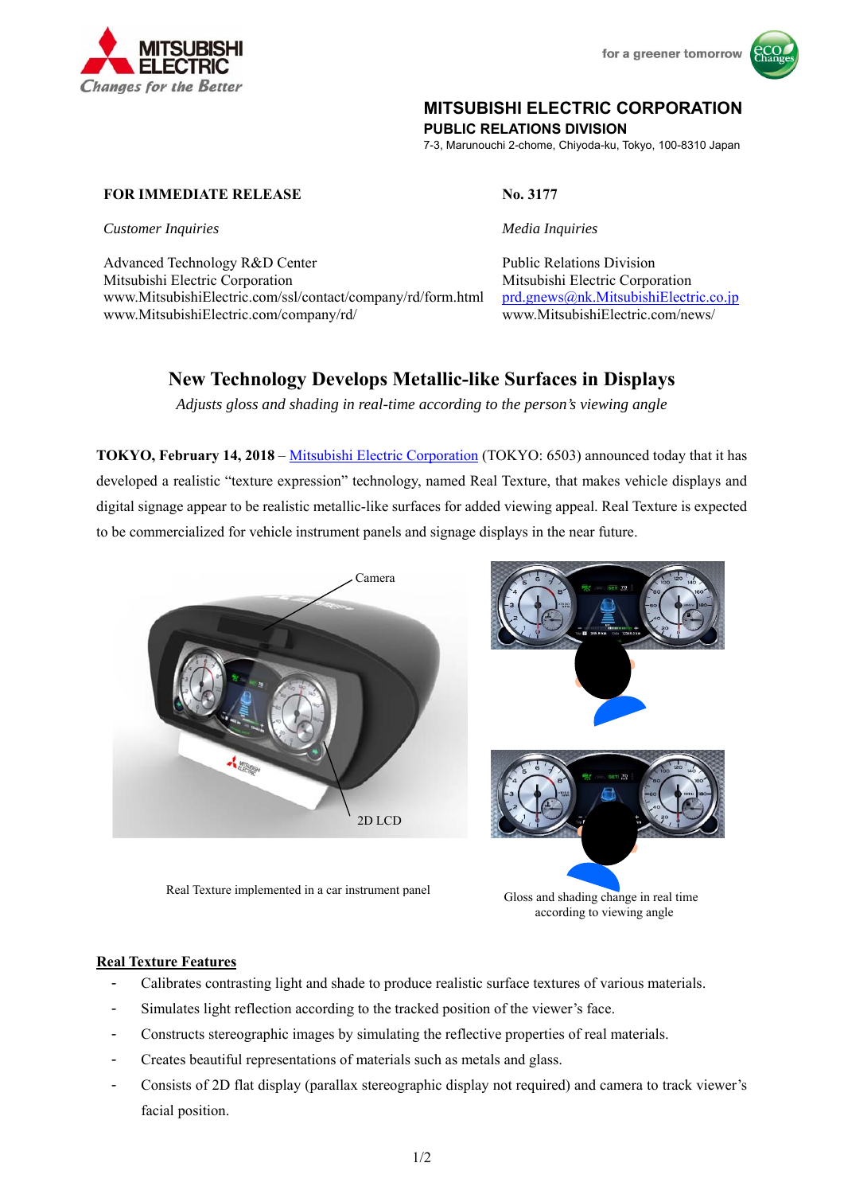MITSUBISHI ELECTRIC
*Changes for the Better*

for a greener tomorrow

**MITSUBISHI ELECTRIC CORPORATION**
**PUBLIC RELATIONS DIVISION**
7-3, Marunouchi 2-chome, Chiyoda-ku, Tokyo, 100-8310 Japan

**FOR IMMEDIATE RELEASE**

**No. 3177**

*Customer Inquiries*

Advanced Technology R&D Center
Mitsubishi Electric Corporation
www.MitsubishiElectric.com/ssl/contact/company/rd/form.html
www.MitsubishiElectric.com/company/rd/

*Media Inquiries*

Public Relations Division
Mitsubishi Electric Corporation
prd.gnews@nk.MitsubishiElectric.co.jp
www.MitsubishiElectric.com/news/

# New Technology Develops Metallic-like Surfaces in Displays

*Adjusts gloss and shading in real-time according to the person's viewing angle*

**TOKYO, February 14, 2018** – Mitsubishi Electric Corporation (TOKYO: 6503) announced today that it has developed a realistic "texture expression" technology, named Real Texture, that makes vehicle displays and digital signage appear to be realistic metallic-like surfaces for added viewing appeal. Real Texture is expected to be commercialized for vehicle instrument panels and signage displays in the near future.

Camera

2D LCD

Real Texture implemented in a car instrument panel

Gloss and shading change in real time according to viewing angle

**Real Texture Features**

- Calibrates contrasting light and shade to produce realistic surface textures of various materials.
- Simulates light reflection according to the tracked position of the viewer's face.
- Constructs stereographic images by simulating the reflective properties of real materials.
- Creates beautiful representations of materials such as metals and glass.
- Consists of 2D flat display (parallax stereographic display not required) and camera to track viewer's facial position.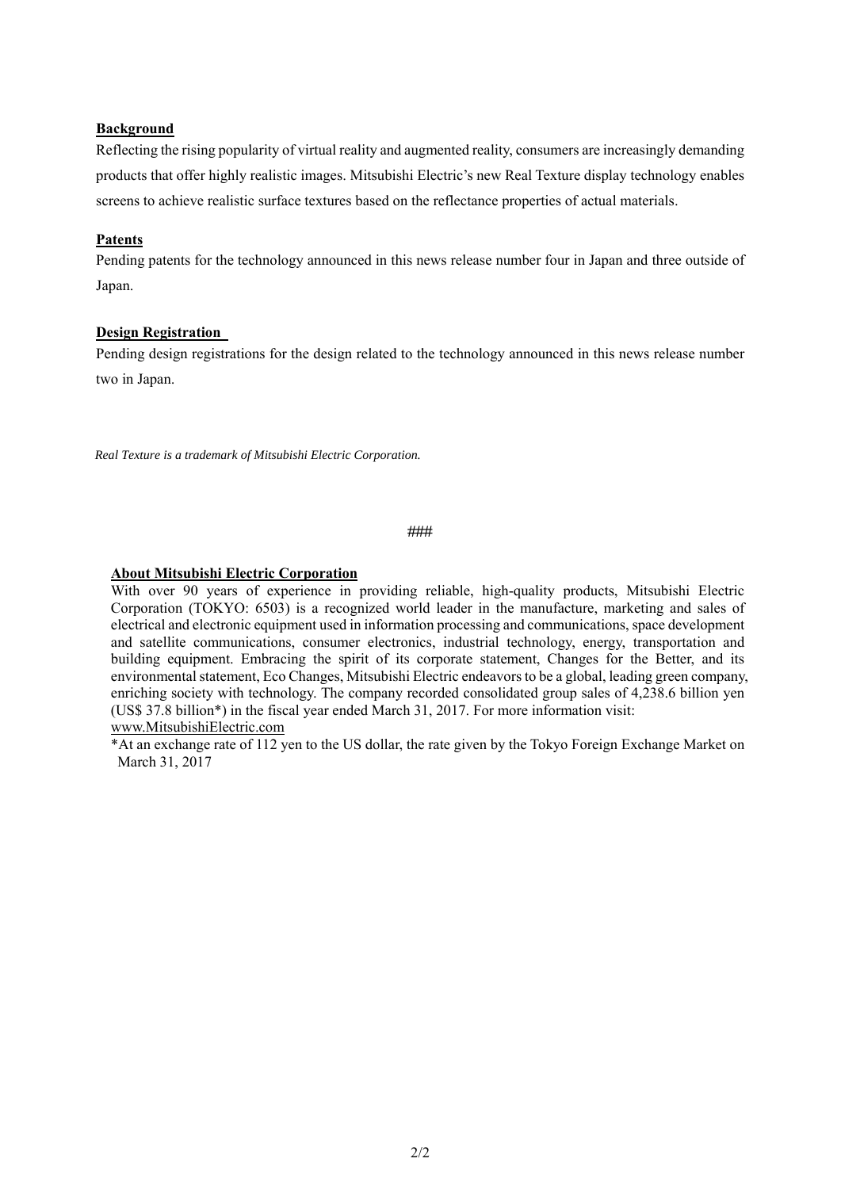**Background**

Reflecting the rising popularity of virtual reality and augmented reality, consumers are increasingly demanding products that offer highly realistic images. Mitsubishi Electric's new Real Texture display technology enables screens to achieve realistic surface textures based on the reflectance properties of actual materials.

**Patents**

Pending patents for the technology announced in this news release number four in Japan and three outside of Japan.

**Design Registration**

Pending design registrations for the design related to the technology announced in this news release number two in Japan.

*Real Texture is a trademark of Mitsubishi Electric Corporation.*

###

**About Mitsubishi Electric Corporation**

With over 90 years of experience in providing reliable, high-quality products, Mitsubishi Electric Corporation (TOKYO: 6503) is a recognized world leader in the manufacture, marketing and sales of electrical and electronic equipment used in information processing and communications, space development and satellite communications, consumer electronics, industrial technology, energy, transportation and building equipment. Embracing the spirit of its corporate statement, Changes for the Better, and its environmental statement, Eco Changes, Mitsubishi Electric endeavors to be a global, leading green company, enriching society with technology. The company recorded consolidated group sales of 4,238.6 billion yen (US$ 37.8 billion*) in the fiscal year ended March 31, 2017. For more information visit: www.MitsubishiElectric.com

*At an exchange rate of 112 yen to the US dollar, the rate given by the Tokyo Foreign Exchange Market on March 31, 2017